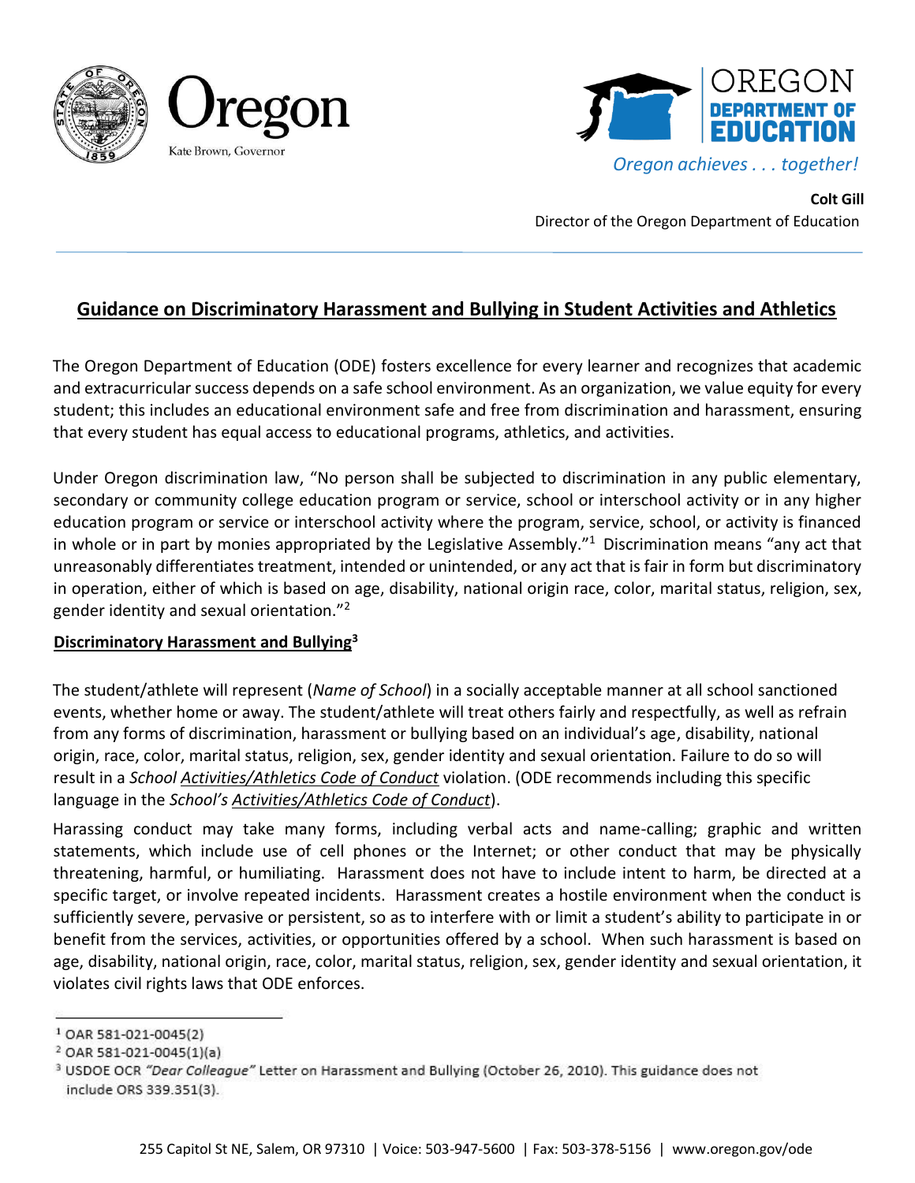Oregon

Kate Brown, Governor

OREGON DEPARTMENT OF EDUCATION

*Oregon achieves . . . together!*

**Colt Gill**
Director of the Oregon Department of Education

# Guidance on Discriminatory Harassment and Bullying in Student Activities and Athletics

The Oregon Department of Education (ODE) fosters excellence for every learner and recognizes that academic and extracurricular success depends on a safe school environment. As an organization, we value equity for every student; this includes an educational environment safe and free from discrimination and harassment, ensuring that every student has equal access to educational programs, athletics, and activities.

Under Oregon discrimination law, "No person shall be subjected to discrimination in any public elementary, secondary or community college education program or service, school or interschool activity or in any higher education program or service or interschool activity where the program, service, school, or activity is financed in whole or in part by monies appropriated by the Legislative Assembly."[1] Discrimination means "any act that unreasonably differentiates treatment, intended or unintended, or any act that is fair in form but discriminatory in operation, either of which is based on age, disability, national origin race, color, marital status, religion, sex, gender identity and sexual orientation."[2]

## Discriminatory Harassment and Bullying[3]

The student/athlete will represent (*Name of School*) in a socially acceptable manner at all school sanctioned events, whether home or away. The student/athlete will treat others fairly and respectfully, as well as refrain from any forms of discrimination, harassment or bullying based on an individual's age, disability, national origin, race, color, marital status, religion, sex, gender identity and sexual orientation. Failure to do so will result in a *School Activities/Athletics Code of Conduct* violation. (ODE recommends including this specific language in the *School's Activities/Athletics Code of Conduct*).

Harassing conduct may take many forms, including verbal acts and name-calling; graphic and written statements, which include use of cell phones or the Internet; or other conduct that may be physically threatening, harmful, or humiliating. Harassment does not have to include intent to harm, be directed at a specific target, or involve repeated incidents. Harassment creates a hostile environment when the conduct is sufficiently severe, pervasive or persistent, so as to interfere with or limit a student's ability to participate in or benefit from the services, activities, or opportunities offered by a school. When such harassment is based on age, disability, national origin, race, color, marital status, religion, sex, gender identity and sexual orientation, it violates civil rights laws that ODE enforces.

---

[1] OAR 581-021-0045(2)

[2] OAR 581-021-0045(1)(a)

[3] USDOE OCR *"Dear Colleague"* Letter on Harassment and Bullying (October 26, 2010). This guidance does not include ORS 339.351(3).

255 Capitol St NE, Salem, OR 97310 | Voice: 503-947-5600 | Fax: 503-378-5156 | www.oregon.gov/ode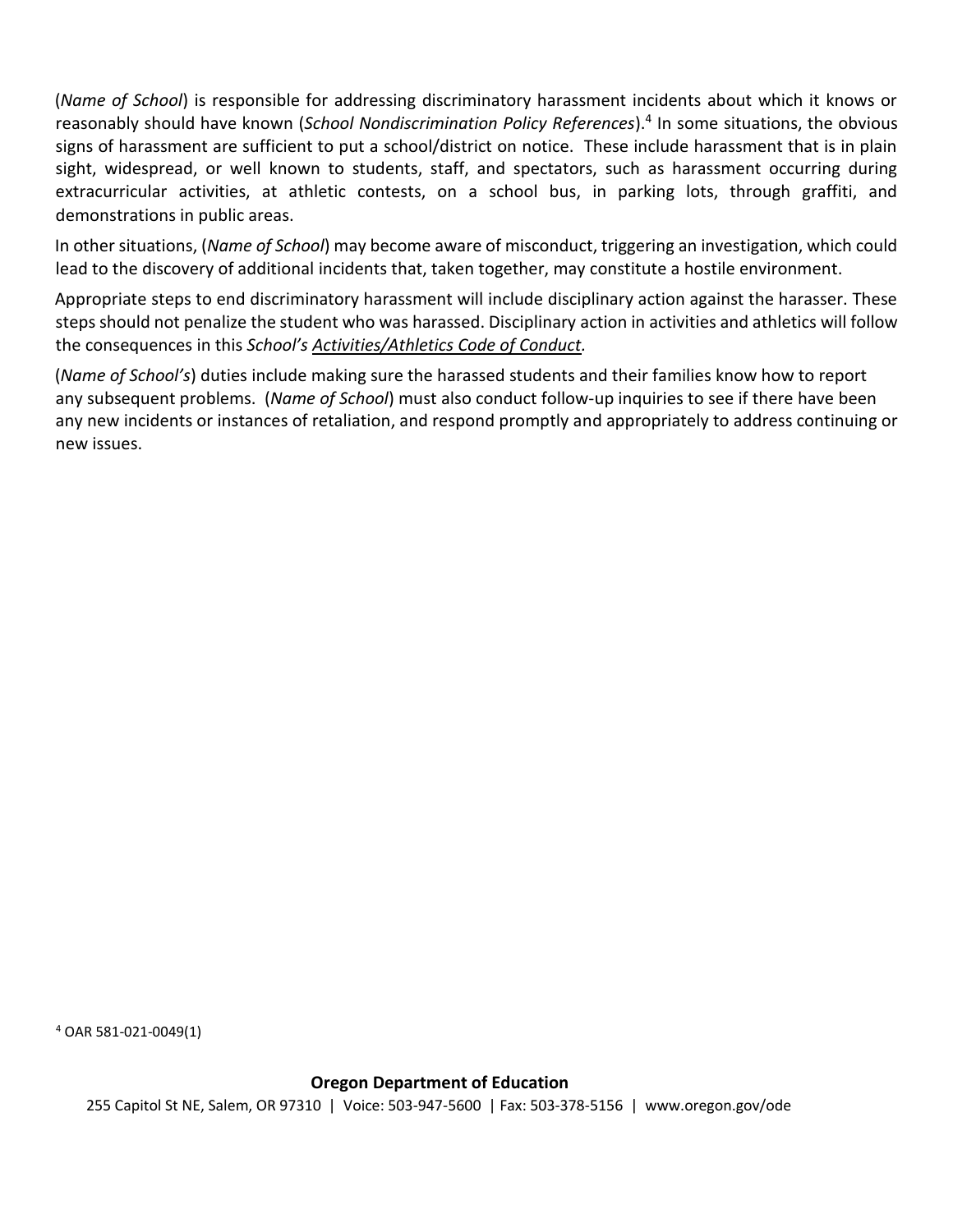(*Name of School*) is responsible for addressing discriminatory harassment incidents about which it knows or reasonably should have known (*School Nondiscrimination Policy References*).[4] In some situations, the obvious signs of harassment are sufficient to put a school/district on notice. These include harassment that is in plain sight, widespread, or well known to students, staff, and spectators, such as harassment occurring during extracurricular activities, at athletic contests, on a school bus, in parking lots, through graffiti, and demonstrations in public areas.

In other situations, (*Name of School*) may become aware of misconduct, triggering an investigation, which could lead to the discovery of additional incidents that, taken together, may constitute a hostile environment.

Appropriate steps to end discriminatory harassment will include disciplinary action against the harasser. These steps should not penalize the student who was harassed. Disciplinary action in activities and athletics will follow the consequences in this *School's* *Activities/Athletics Code of Conduct.*

(*Name of School's*) duties include making sure the harassed students and their families know how to report any subsequent problems. (*Name of School*) must also conduct follow-up inquiries to see if there have been any new incidents or instances of retaliation, and respond promptly and appropriately to address continuing or new issues.

[4] OAR 581-021-0049(1)

**Oregon Department of Education**

255 Capitol St NE, Salem, OR 97310 | Voice: 503-947-5600 | Fax: 503-378-5156 | www.oregon.gov/ode